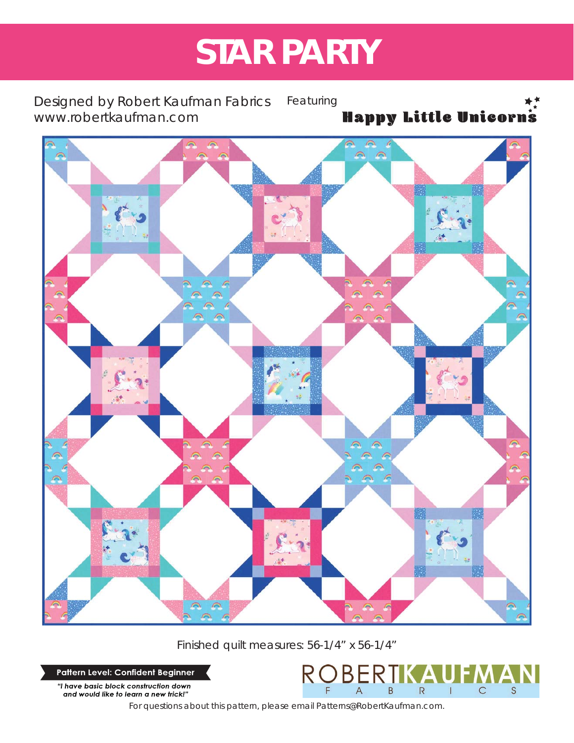# STAR PARTY

Designed by Robert Kaufman Fabrics
www.robertkaufman.com

Featuring **Happy Little Unicorns**

Finished quilt measures: 56-1/4" x 56-1/4"

**Pattern Level: Confident Beginner**

***"I have basic block construction down and would like to learn a new trick!"***

ROBERT KAUFMAN FABRICS

For questions about this pattern, please email Patterns@RobertKaufman.com.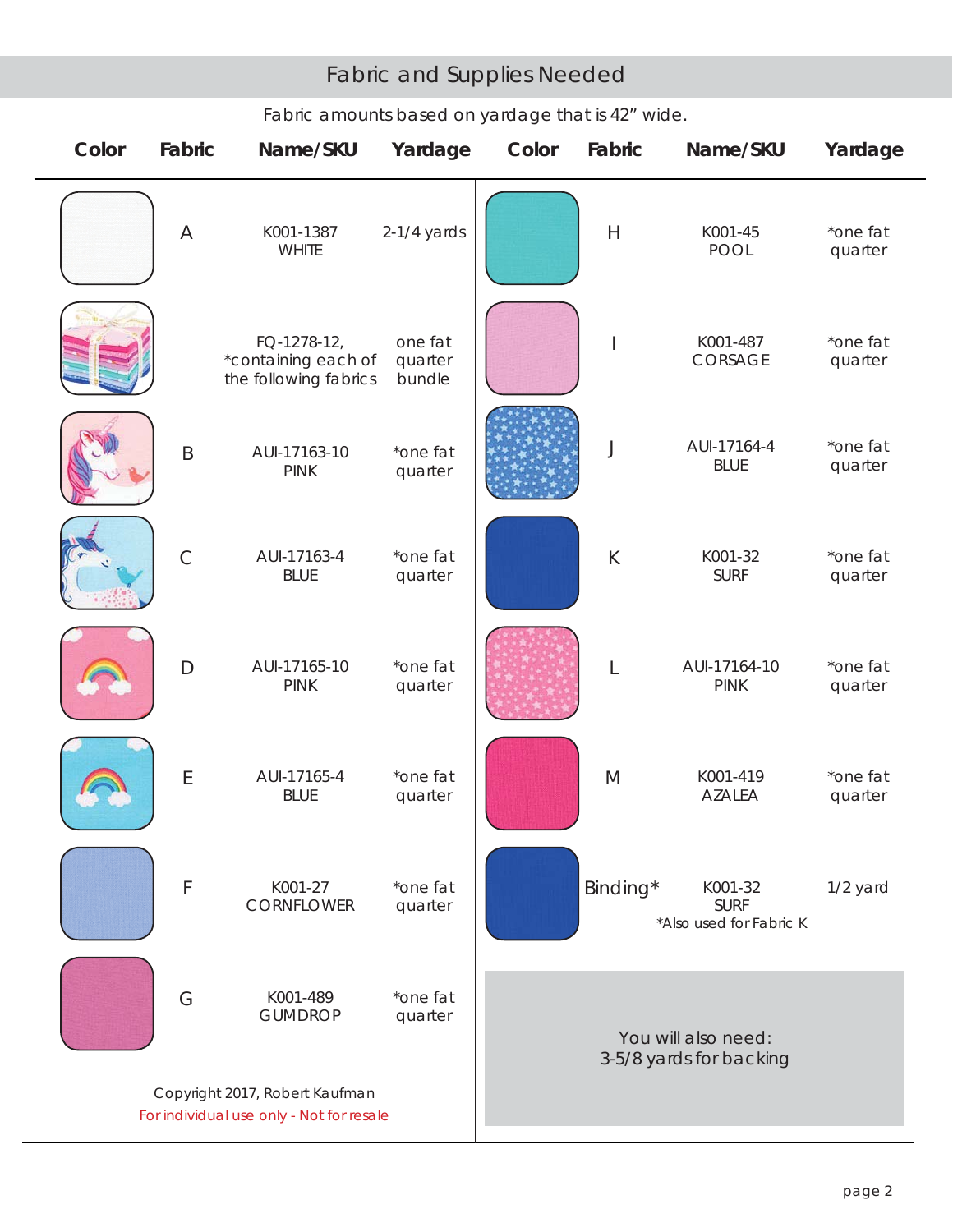## Fabric and Supplies Needed

Fabric amounts based on yardage that is 42" wide.

| Color | Fabric | Name/SKU | Yardage |
|---|---|---|---|
| | A | K001-1387 WHITE | 2-1/4 yards |
| | | FQ-1278-12, *containing each of the following fabrics | one fat quarter bundle |
| | B | AUI-17163-10 PINK | *one fat quarter |
| | C | AUI-17163-4 BLUE | *one fat quarter |
| | D | AUI-17165-10 PINK | *one fat quarter |
| | E | AUI-17165-4 BLUE | *one fat quarter |
| | F | K001-27 CORNFLOWER | *one fat quarter |
| | G | K001-489 GUMDROP | *one fat quarter |
| | H | K001-45 POOL | *one fat quarter |
| | I | K001-487 CORSAGE | *one fat quarter |
| | J | AUI-17164-4 BLUE | *one fat quarter |
| | K | K001-32 SURF | *one fat quarter |
| | L | AUI-17164-10 PINK | *one fat quarter |
| | M | K001-419 AZALEA | *one fat quarter |
| | Binding* | K001-32 SURF *Also used for Fabric K | 1/2 yard |

You will also need:
3-5/8 yards for backing

Copyright 2017, Robert Kaufman

For individual use only - Not for resale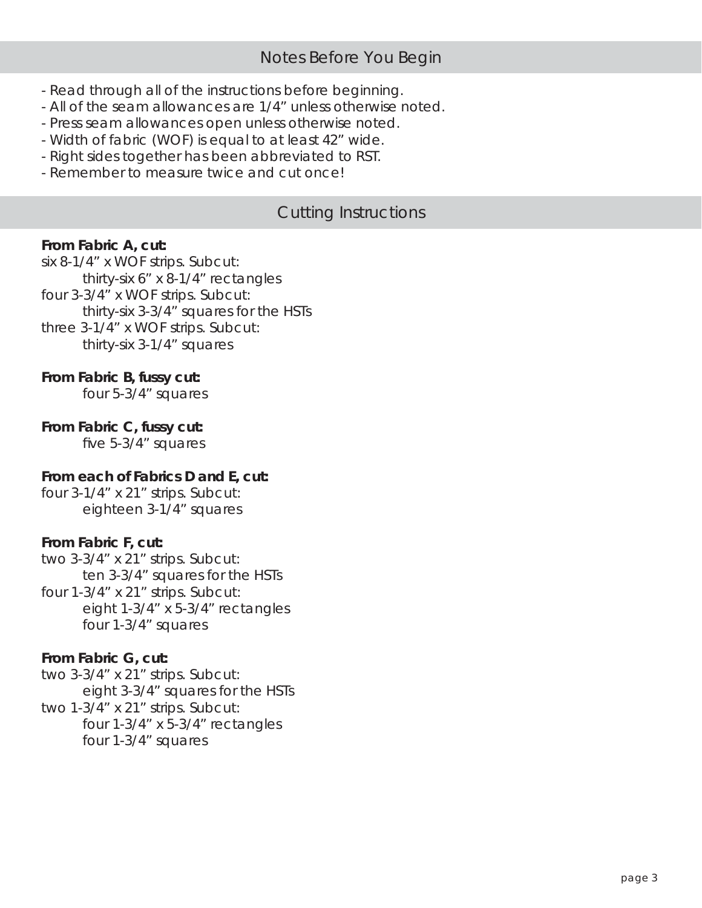## Notes Before You Begin

- Read through all of the instructions before beginning.
- All of the seam allowances are 1/4” unless otherwise noted.
- Press seam allowances open unless otherwise noted.
- Width of fabric (WOF) is equal to at least 42” wide.
- Right sides together has been abbreviated to RST.
- Remember to measure twice and cut once!

## Cutting Instructions

**From Fabric A, cut:**

six 8-1/4” x WOF strips. Subcut:
- thirty-six 6” x 8-1/4” rectangles

four 3-3/4” x WOF strips. Subcut:
- thirty-six 3-3/4” squares for the HSTs

three 3-1/4” x WOF strips. Subcut:
- thirty-six 3-1/4” squares

**From Fabric B, fussy cut:**
- four 5-3/4” squares

**From Fabric C, fussy cut:**
- five 5-3/4” squares

**From each of Fabrics D and E, cut:**

four 3-1/4” x 21” strips. Subcut:
- eighteen 3-1/4” squares

**From Fabric F, cut:**

two 3-3/4” x 21” strips. Subcut:
- ten 3-3/4” squares for the HSTs

four 1-3/4” x 21” strips. Subcut:
- eight 1-3/4” x 5-3/4” rectangles
- four 1-3/4” squares

**From Fabric G, cut:**

two 3-3/4” x 21” strips. Subcut:
- eight 3-3/4” squares for the HSTs

two 1-3/4” x 21” strips. Subcut:
- four 1-3/4” x 5-3/4” rectangles
- four 1-3/4” squares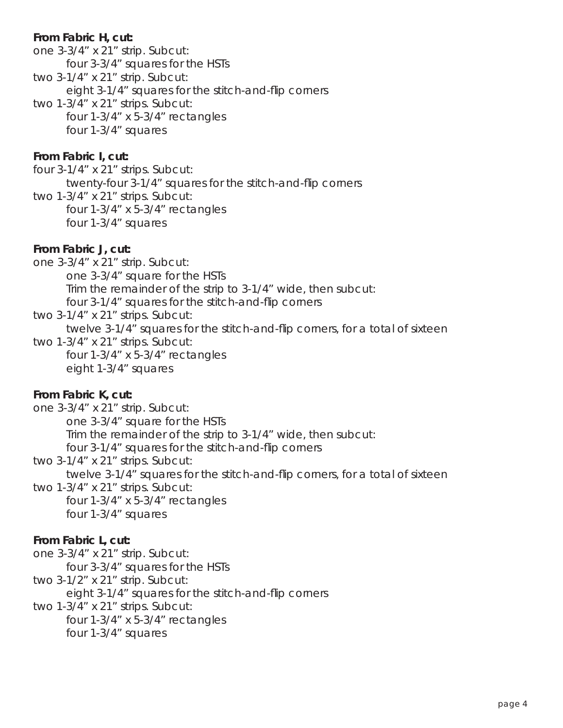**From Fabric H, cut:**

one 3-3/4” x 21” strip. Subcut:

- four 3-3/4” squares for the HSTs

two 3-1/4” x 21” strip. Subcut:

- eight 3-1/4” squares for the stitch-and-flip corners

two 1-3/4” x 21” strips. Subcut:

- four 1-3/4” x 5-3/4” rectangles
- four 1-3/4” squares

**From Fabric I, cut:**

four 3-1/4” x 21” strips. Subcut:

- twenty-four 3-1/4” squares for the stitch-and-flip corners

two 1-3/4” x 21” strips. Subcut:

- four 1-3/4” x 5-3/4” rectangles
- four 1-3/4” squares

**From Fabric J, cut:**

one 3-3/4” x 21” strip. Subcut:

- one 3-3/4” square for the HSTs
- Trim the remainder of the strip to 3-1/4” wide, then subcut:
- four 3-1/4” squares for the stitch-and-flip corners

two 3-1/4” x 21” strips. Subcut:

- twelve 3-1/4” squares for the stitch-and-flip corners, for a total of sixteen

two 1-3/4” x 21” strips. Subcut:

- four 1-3/4” x 5-3/4” rectangles
- eight 1-3/4” squares

**From Fabric K, cut:**

one 3-3/4” x 21” strip. Subcut:

- one 3-3/4” square for the HSTs
- Trim the remainder of the strip to 3-1/4” wide, then subcut:
- four 3-1/4” squares for the stitch-and-flip corners

two 3-1/4” x 21” strips. Subcut:

- twelve 3-1/4” squares for the stitch-and-flip corners, for a total of sixteen

two 1-3/4” x 21” strips. Subcut:

- four 1-3/4” x 5-3/4” rectangles
- four 1-3/4” squares

**From Fabric L, cut:**

one 3-3/4” x 21” strip. Subcut:

- four 3-3/4” squares for the HSTs

two 3-1/2” x 21” strip. Subcut:

- eight 3-1/4” squares for the stitch-and-flip corners

two 1-3/4” x 21” strips. Subcut:

- four 1-3/4” x 5-3/4” rectangles
- four 1-3/4” squares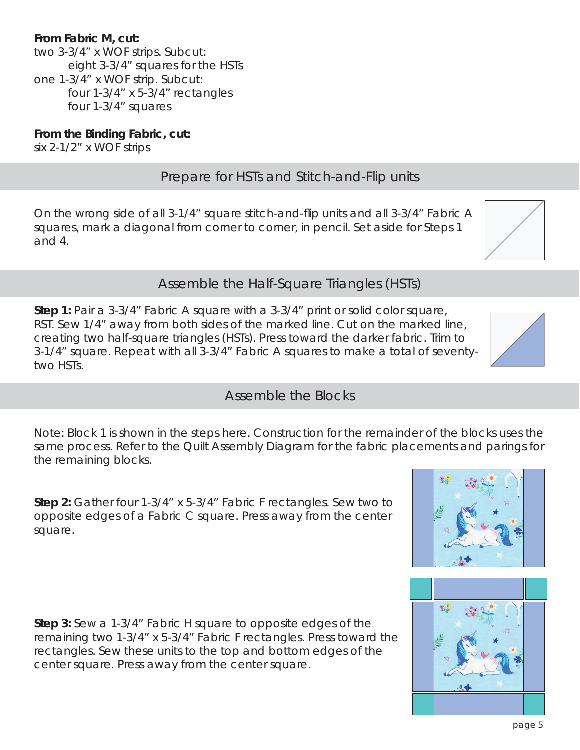**From Fabric M, cut:**

two 3-3/4" x WOF strips. Subcut:

- eight 3-3/4" squares for the HSTs

one 1-3/4" x WOF strip. Subcut:

- four 1-3/4" x 5-3/4" rectangles
- four 1-3/4" squares

**From the Binding Fabric, cut:**

six 2-1/2" x WOF strips

## Prepare for HSTs and Stitch-and-Flip units

On the wrong side of all 3-1/4" square stitch-and-flip units and all 3-3/4" Fabric A squares, mark a diagonal from corner to corner, in pencil. Set aside for Steps 1 and 4.

## Assemble the Half-Square Triangles (HSTs)

**Step 1:** Pair a 3-3/4" Fabric A square with a 3-3/4" print or solid color square, RST. Sew 1/4" away from both sides of the marked line. Cut on the marked line, creating two half-square triangles (HSTs). Press toward the darker fabric. Trim to 3-1/4" square. Repeat with all 3-3/4" Fabric A squares to make a total of seventy-two HSTs.

## Assemble the Blocks

Note: Block 1 is shown in the steps here. Construction for the remainder of the blocks uses the same process. Refer to the Quilt Assembly Diagram for the fabric placements and parings for the remaining blocks.

**Step 2:** Gather four 1-3/4" x 5-3/4" Fabric F rectangles. Sew two to opposite edges of a Fabric C square. Press away from the center square.

**Step 3:** Sew a 1-3/4" Fabric H square to opposite edges of the remaining two 1-3/4" x 5-3/4" Fabric F rectangles. Press toward the rectangles. Sew these units to the top and bottom edges of the center square. Press away from the center square.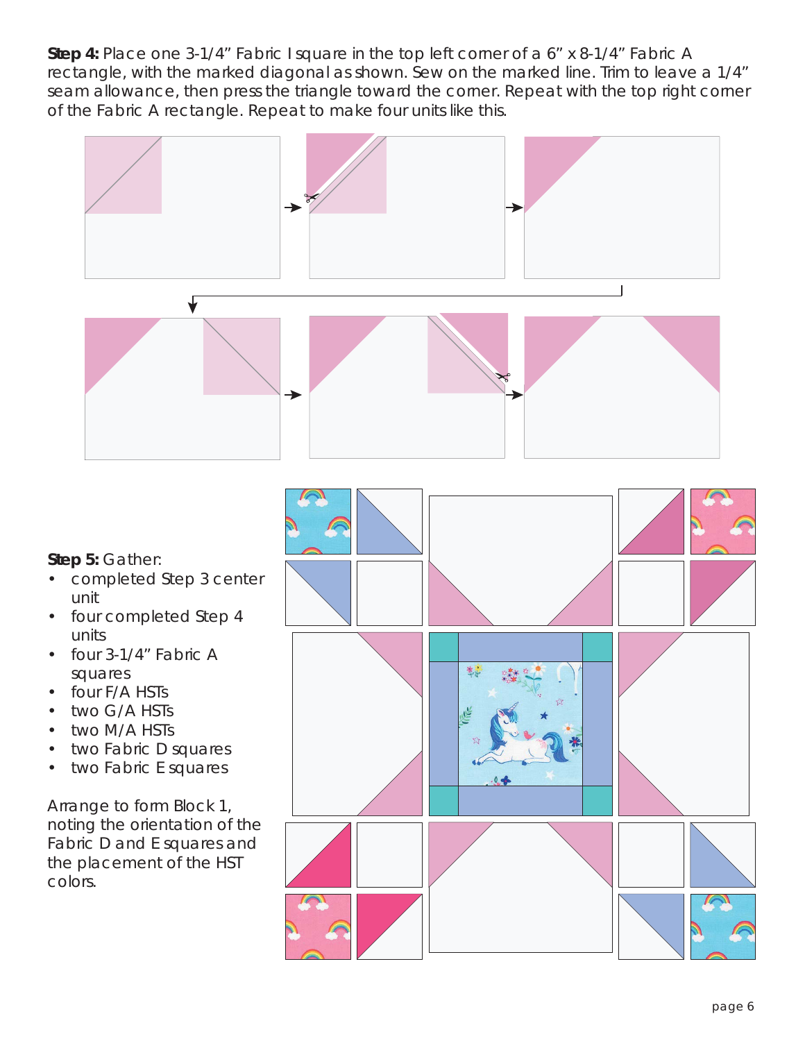**Step 4:** Place one 3-1/4" Fabric I square in the top left corner of a 6" x 8-1/4" Fabric A rectangle, with the marked diagonal as shown. Sew on the marked line. Trim to leave a 1/4" seam allowance, then press the triangle toward the corner. Repeat with the top right corner of the Fabric A rectangle. Repeat to make four units like this.

**Step 5:** Gather:

- completed Step 3 center unit
- four completed Step 4 units
- four 3-1/4" Fabric A squares
- four F/A HSTs
- two G/A HSTs
- two M/A HSTs
- two Fabric D squares
- two Fabric E squares

Arrange to form Block 1, noting the orientation of the Fabric D and E squares and the placement of the HST colors.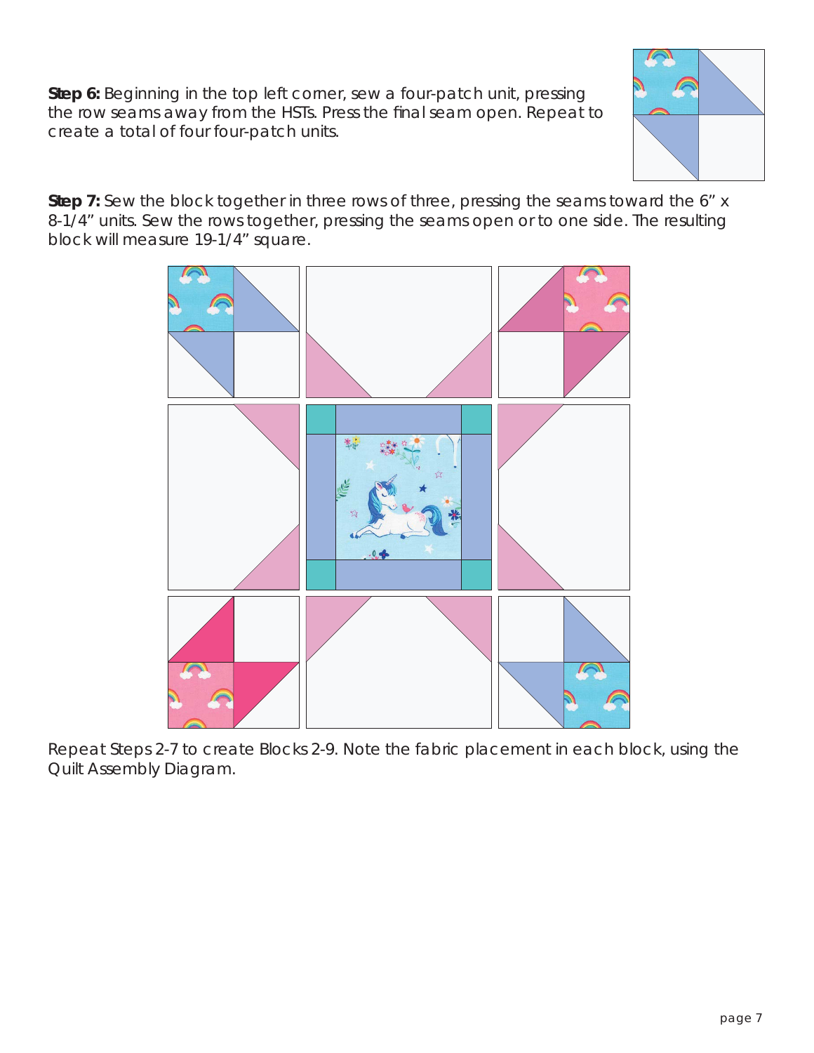**Step 6:** Beginning in the top left corner, sew a four-patch unit, pressing the row seams away from the HSTs. Press the final seam open. Repeat to create a total of four four-patch units.

**Step 7:** Sew the block together in three rows of three, pressing the seams toward the 6" x 8-1/4" units. Sew the rows together, pressing the seams open or to one side. The resulting block will measure 19-1/4" square.

Repeat Steps 2-7 to create Blocks 2-9. Note the fabric placement in each block, using the Quilt Assembly Diagram.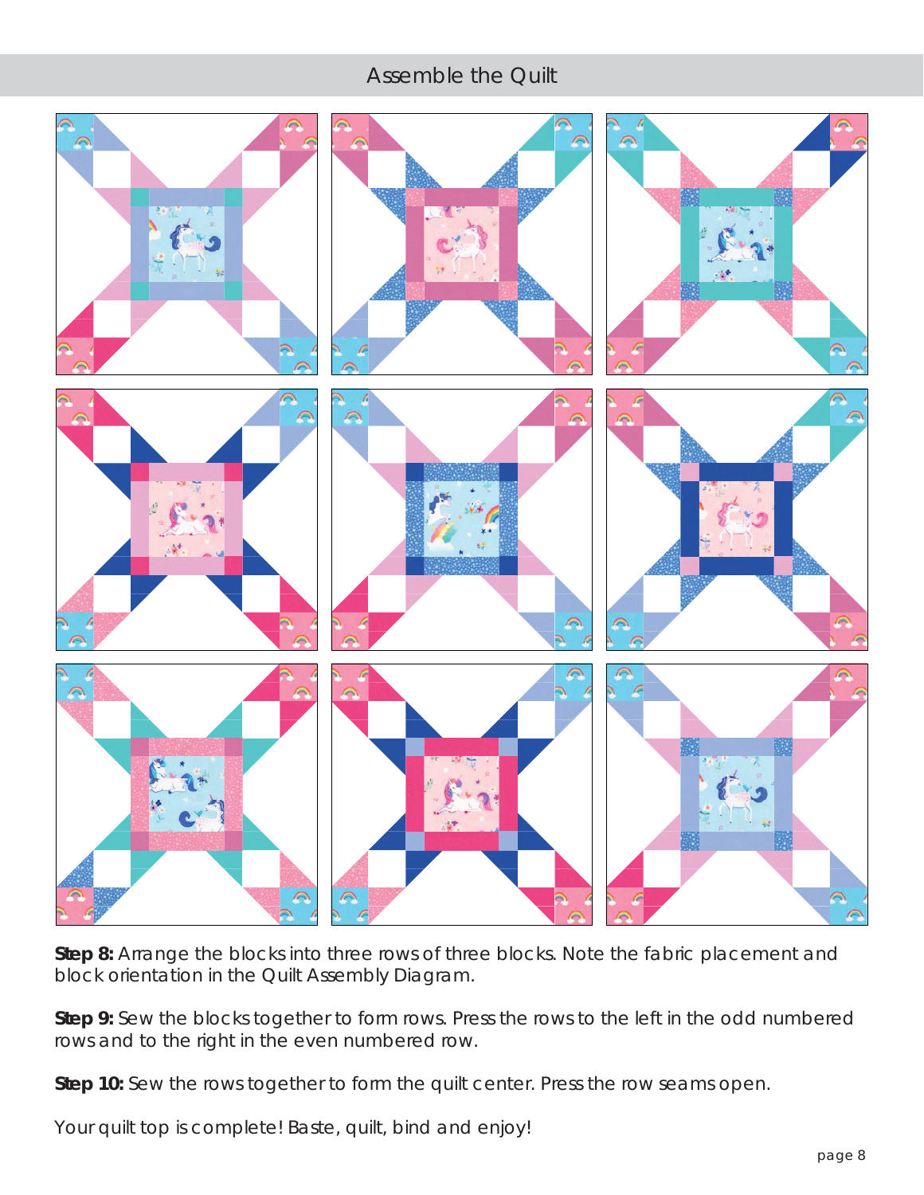## Assemble the Quilt

**Step 8:** Arrange the blocks into three rows of three blocks. Note the fabric placement and block orientation in the Quilt Assembly Diagram.

**Step 9:** Sew the blocks together to form rows. Press the rows to the left in the odd numbered rows and to the right in the even numbered row.

**Step 10:** Sew the rows together to form the quilt center. Press the row seams open.

Your quilt top is complete! Baste, quilt, bind and enjoy!